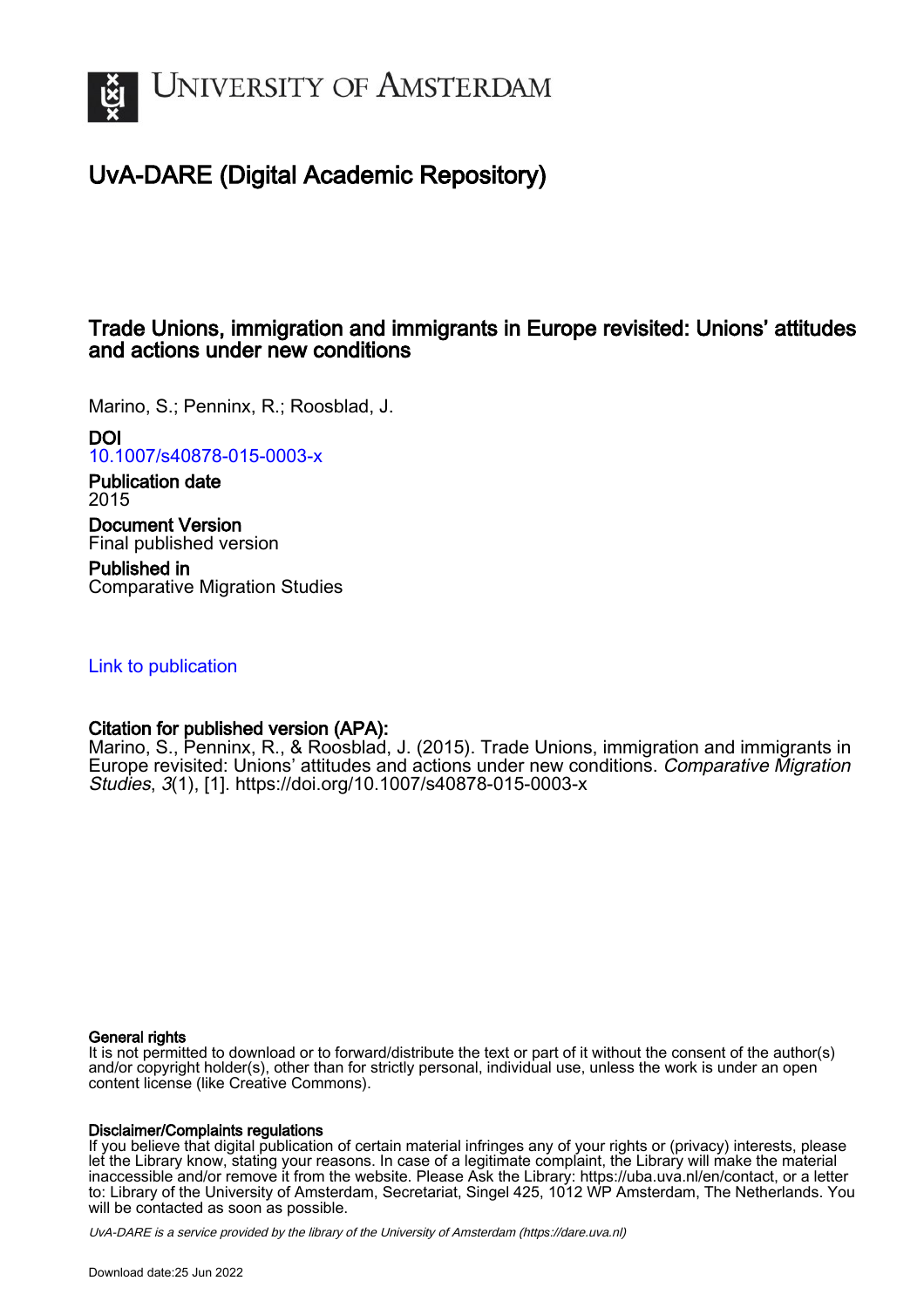# UNIVERSITY OF AMSTERDAM

## UvA-DARE (Digital Academic Repository)

### Trade Unions, immigration and immigrants in Europe revisited: Unions' attitudes and actions under new conditions

Marino, S.; Penninx, R.; Roosblad, J.

**DOI**
10.1007/s40878-015-0003-x

**Publication date**
2015

**Document Version**
Final published version

**Published in**
Comparative Migration Studies

Link to publication

**Citation for published version (APA):**
Marino, S., Penninx, R., & Roosblad, J. (2015). Trade Unions, immigration and immigrants in Europe revisited: Unions' attitudes and actions under new conditions. *Comparative Migration Studies*, *3*(1), [1]. https://doi.org/10.1007/s40878-015-0003-x

**General rights**
It is not permitted to download or to forward/distribute the text or part of it without the consent of the author(s) and/or copyright holder(s), other than for strictly personal, individual use, unless the work is under an open content license (like Creative Commons).

**Disclaimer/Complaints regulations**
If you believe that digital publication of certain material infringes any of your rights or (privacy) interests, please let the Library know, stating your reasons. In case of a legitimate complaint, the Library will make the material inaccessible and/or remove it from the website. Please Ask the Library: https://uba.uva.nl/en/contact, or a letter to: Library of the University of Amsterdam, Secretariat, Singel 425, 1012 WP Amsterdam, The Netherlands. You will be contacted as soon as possible.

*UvA-DARE is a service provided by the library of the University of Amsterdam (https://dare.uva.nl)*

Download date:25 Jun 2022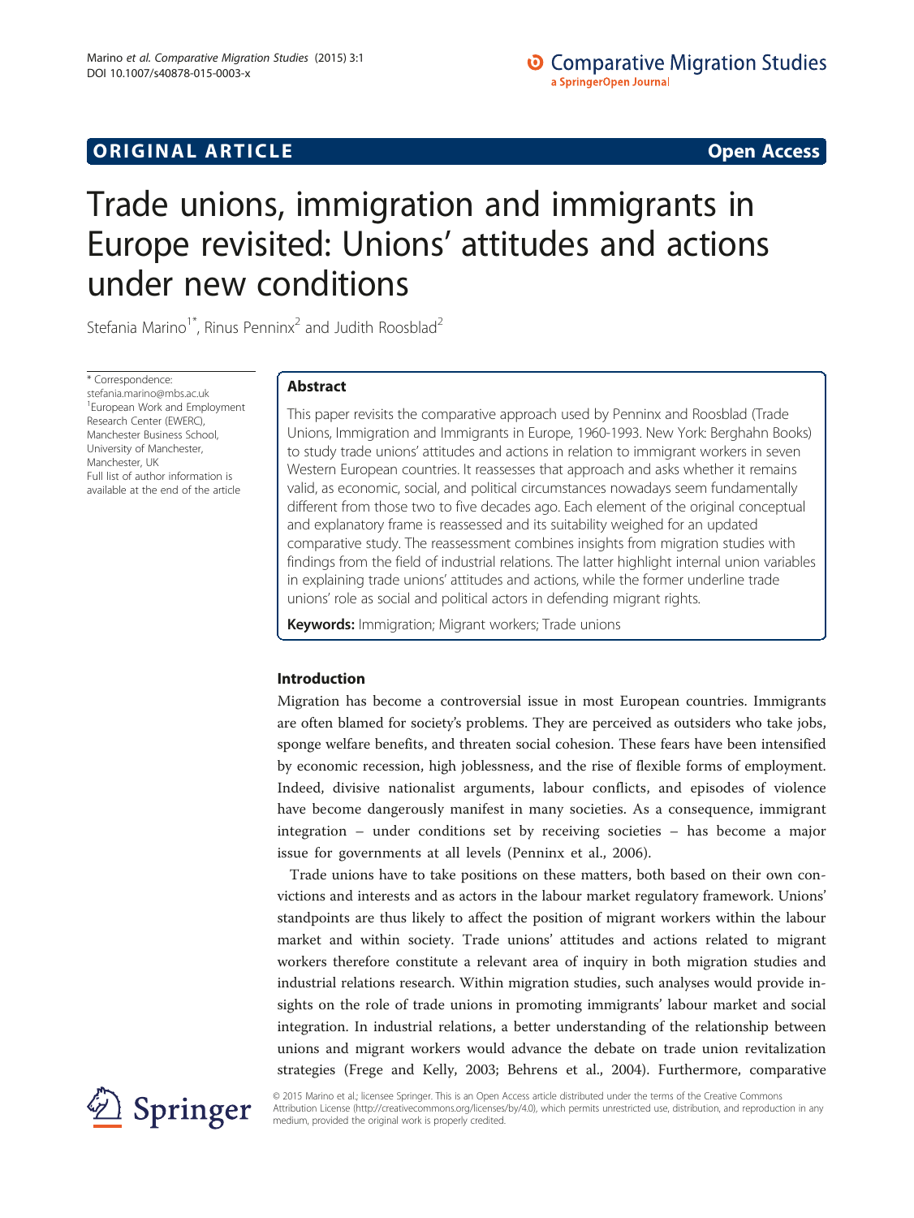# Trade unions, immigration and immigrants in Europe revisited: Unions' attitudes and actions under new conditions

Stefania Marino[1*], Rinus Penninx[2] and Judith Roosblad[2]

\* Correspondence: stefania.marino@mbs.ac.uk
[1]European Work and Employment Research Center (EWERC), Manchester Business School, University of Manchester, Manchester, UK
Full list of author information is available at the end of the article

## Abstract

This paper revisits the comparative approach used by Penninx and Roosblad (Trade Unions, Immigration and Immigrants in Europe, 1960-1993. New York: Berghahn Books) to study trade unions' attitudes and actions in relation to immigrant workers in seven Western European countries. It reassesses that approach and asks whether it remains valid, as economic, social, and political circumstances nowadays seem fundamentally different from those two to five decades ago. Each element of the original conceptual and explanatory frame is reassessed and its suitability weighed for an updated comparative study. The reassessment combines insights from migration studies with findings from the field of industrial relations. The latter highlight internal union variables in explaining trade unions' attitudes and actions, while the former underline trade unions' role as social and political actors in defending migrant rights.

**Keywords:** Immigration; Migrant workers; Trade unions

## Introduction

Migration has become a controversial issue in most European countries. Immigrants are often blamed for society's problems. They are perceived as outsiders who take jobs, sponge welfare benefits, and threaten social cohesion. These fears have been intensified by economic recession, high joblessness, and the rise of flexible forms of employment. Indeed, divisive nationalist arguments, labour conflicts, and episodes of violence have become dangerously manifest in many societies. As a consequence, immigrant integration – under conditions set by receiving societies – has become a major issue for governments at all levels (Penninx et al., 2006).

Trade unions have to take positions on these matters, both based on their own convictions and interests and as actors in the labour market regulatory framework. Unions' standpoints are thus likely to affect the position of migrant workers within the labour market and within society. Trade unions' attitudes and actions related to migrant workers therefore constitute a relevant area of inquiry in both migration studies and industrial relations research. Within migration studies, such analyses would provide insights on the role of trade unions in promoting immigrants' labour market and social integration. In industrial relations, a better understanding of the relationship between unions and migrant workers would advance the debate on trade union revitalization strategies (Frege and Kelly, 2003; Behrens et al., 2004). Furthermore, comparative

© 2015 Marino et al.; licensee Springer. This is an Open Access article distributed under the terms of the Creative Commons Attribution License (http://creativecommons.org/licenses/by/4.0), which permits unrestricted use, distribution, and reproduction in any medium, provided the original work is properly credited.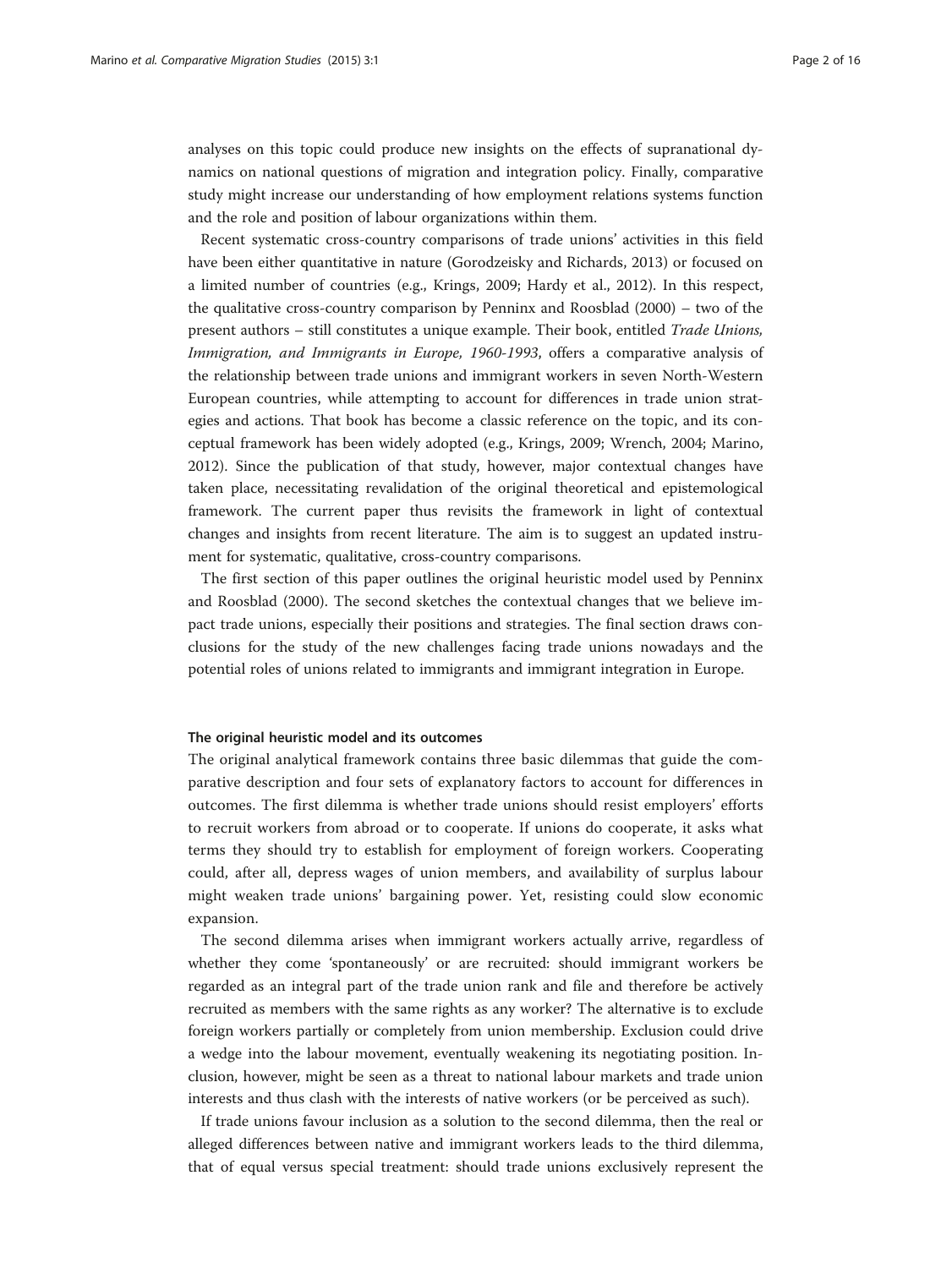analyses on this topic could produce new insights on the effects of supranational dynamics on national questions of migration and integration policy. Finally, comparative study might increase our understanding of how employment relations systems function and the role and position of labour organizations within them.

Recent systematic cross-country comparisons of trade unions' activities in this field have been either quantitative in nature (Gorodzeisky and Richards, 2013) or focused on a limited number of countries (e.g., Krings, 2009; Hardy et al., 2012). In this respect, the qualitative cross-country comparison by Penninx and Roosblad (2000) – two of the present authors – still constitutes a unique example. Their book, entitled *Trade Unions, Immigration, and Immigrants in Europe, 1960-1993*, offers a comparative analysis of the relationship between trade unions and immigrant workers in seven North-Western European countries, while attempting to account for differences in trade union strategies and actions. That book has become a classic reference on the topic, and its conceptual framework has been widely adopted (e.g., Krings, 2009; Wrench, 2004; Marino, 2012). Since the publication of that study, however, major contextual changes have taken place, necessitating revalidation of the original theoretical and epistemological framework. The current paper thus revisits the framework in light of contextual changes and insights from recent literature. The aim is to suggest an updated instrument for systematic, qualitative, cross-country comparisons.

The first section of this paper outlines the original heuristic model used by Penninx and Roosblad (2000). The second sketches the contextual changes that we believe impact trade unions, especially their positions and strategies. The final section draws conclusions for the study of the new challenges facing trade unions nowadays and the potential roles of unions related to immigrants and immigrant integration in Europe.

## The original heuristic model and its outcomes

The original analytical framework contains three basic dilemmas that guide the comparative description and four sets of explanatory factors to account for differences in outcomes. The first dilemma is whether trade unions should resist employers' efforts to recruit workers from abroad or to cooperate. If unions do cooperate, it asks what terms they should try to establish for employment of foreign workers. Cooperating could, after all, depress wages of union members, and availability of surplus labour might weaken trade unions' bargaining power. Yet, resisting could slow economic expansion.

The second dilemma arises when immigrant workers actually arrive, regardless of whether they come 'spontaneously' or are recruited: should immigrant workers be regarded as an integral part of the trade union rank and file and therefore be actively recruited as members with the same rights as any worker? The alternative is to exclude foreign workers partially or completely from union membership. Exclusion could drive a wedge into the labour movement, eventually weakening its negotiating position. Inclusion, however, might be seen as a threat to national labour markets and trade union interests and thus clash with the interests of native workers (or be perceived as such).

If trade unions favour inclusion as a solution to the second dilemma, then the real or alleged differences between native and immigrant workers leads to the third dilemma, that of equal versus special treatment: should trade unions exclusively represent the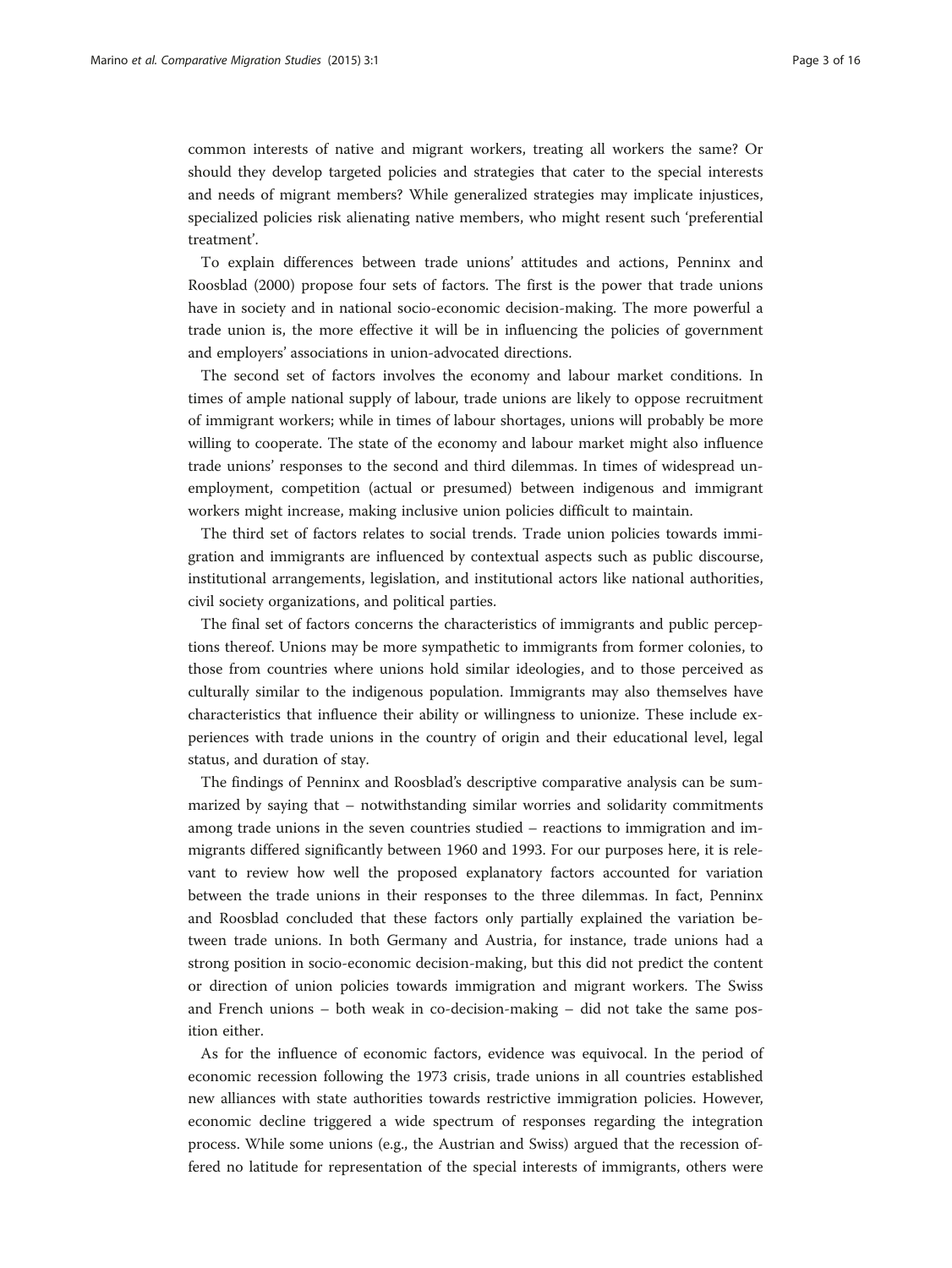common interests of native and migrant workers, treating all workers the same? Or should they develop targeted policies and strategies that cater to the special interests and needs of migrant members? While generalized strategies may implicate injustices, specialized policies risk alienating native members, who might resent such 'preferential treatment'.

To explain differences between trade unions' attitudes and actions, Penninx and Roosblad (2000) propose four sets of factors. The first is the power that trade unions have in society and in national socio-economic decision-making. The more powerful a trade union is, the more effective it will be in influencing the policies of government and employers' associations in union-advocated directions.

The second set of factors involves the economy and labour market conditions. In times of ample national supply of labour, trade unions are likely to oppose recruitment of immigrant workers; while in times of labour shortages, unions will probably be more willing to cooperate. The state of the economy and labour market might also influence trade unions' responses to the second and third dilemmas. In times of widespread unemployment, competition (actual or presumed) between indigenous and immigrant workers might increase, making inclusive union policies difficult to maintain.

The third set of factors relates to social trends. Trade union policies towards immigration and immigrants are influenced by contextual aspects such as public discourse, institutional arrangements, legislation, and institutional actors like national authorities, civil society organizations, and political parties.

The final set of factors concerns the characteristics of immigrants and public perceptions thereof. Unions may be more sympathetic to immigrants from former colonies, to those from countries where unions hold similar ideologies, and to those perceived as culturally similar to the indigenous population. Immigrants may also themselves have characteristics that influence their ability or willingness to unionize. These include experiences with trade unions in the country of origin and their educational level, legal status, and duration of stay.

The findings of Penninx and Roosblad's descriptive comparative analysis can be summarized by saying that – notwithstanding similar worries and solidarity commitments among trade unions in the seven countries studied – reactions to immigration and immigrants differed significantly between 1960 and 1993. For our purposes here, it is relevant to review how well the proposed explanatory factors accounted for variation between the trade unions in their responses to the three dilemmas. In fact, Penninx and Roosblad concluded that these factors only partially explained the variation between trade unions. In both Germany and Austria, for instance, trade unions had a strong position in socio-economic decision-making, but this did not predict the content or direction of union policies towards immigration and migrant workers. The Swiss and French unions – both weak in co-decision-making – did not take the same position either.

As for the influence of economic factors, evidence was equivocal. In the period of economic recession following the 1973 crisis, trade unions in all countries established new alliances with state authorities towards restrictive immigration policies. However, economic decline triggered a wide spectrum of responses regarding the integration process. While some unions (e.g., the Austrian and Swiss) argued that the recession offered no latitude for representation of the special interests of immigrants, others were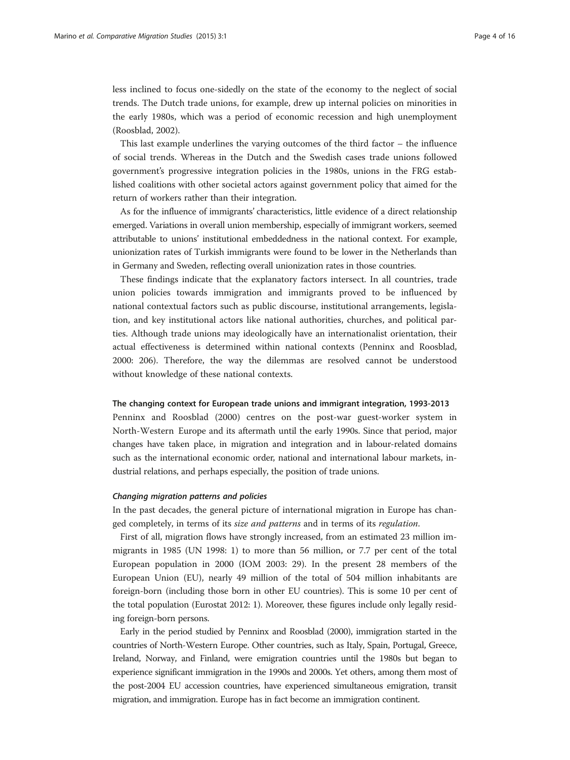less inclined to focus one-sidedly on the state of the economy to the neglect of social trends. The Dutch trade unions, for example, drew up internal policies on minorities in the early 1980s, which was a period of economic recession and high unemployment (Roosblad, 2002).

This last example underlines the varying outcomes of the third factor – the influence of social trends. Whereas in the Dutch and the Swedish cases trade unions followed government's progressive integration policies in the 1980s, unions in the FRG established coalitions with other societal actors against government policy that aimed for the return of workers rather than their integration.

As for the influence of immigrants' characteristics, little evidence of a direct relationship emerged. Variations in overall union membership, especially of immigrant workers, seemed attributable to unions' institutional embeddedness in the national context. For example, unionization rates of Turkish immigrants were found to be lower in the Netherlands than in Germany and Sweden, reflecting overall unionization rates in those countries.

These findings indicate that the explanatory factors intersect. In all countries, trade union policies towards immigration and immigrants proved to be influenced by national contextual factors such as public discourse, institutional arrangements, legislation, and key institutional actors like national authorities, churches, and political parties. Although trade unions may ideologically have an internationalist orientation, their actual effectiveness is determined within national contexts (Penninx and Roosblad, 2000: 206). Therefore, the way the dilemmas are resolved cannot be understood without knowledge of these national contexts.

## The changing context for European trade unions and immigrant integration, 1993-2013

Penninx and Roosblad (2000) centres on the post-war guest-worker system in North-Western Europe and its aftermath until the early 1990s. Since that period, major changes have taken place, in migration and integration and in labour-related domains such as the international economic order, national and international labour markets, industrial relations, and perhaps especially, the position of trade unions.

### *Changing migration patterns and policies*

In the past decades, the general picture of international migration in Europe has changed completely, in terms of its *size and patterns* and in terms of its *regulation*.

First of all, migration flows have strongly increased, from an estimated 23 million immigrants in 1985 (UN 1998: 1) to more than 56 million, or 7.7 per cent of the total European population in 2000 (IOM 2003: 29). In the present 28 members of the European Union (EU), nearly 49 million of the total of 504 million inhabitants are foreign-born (including those born in other EU countries). This is some 10 per cent of the total population (Eurostat 2012: 1). Moreover, these figures include only legally residing foreign-born persons.

Early in the period studied by Penninx and Roosblad (2000), immigration started in the countries of North-Western Europe. Other countries, such as Italy, Spain, Portugal, Greece, Ireland, Norway, and Finland, were emigration countries until the 1980s but began to experience significant immigration in the 1990s and 2000s. Yet others, among them most of the post-2004 EU accession countries, have experienced simultaneous emigration, transit migration, and immigration. Europe has in fact become an immigration continent.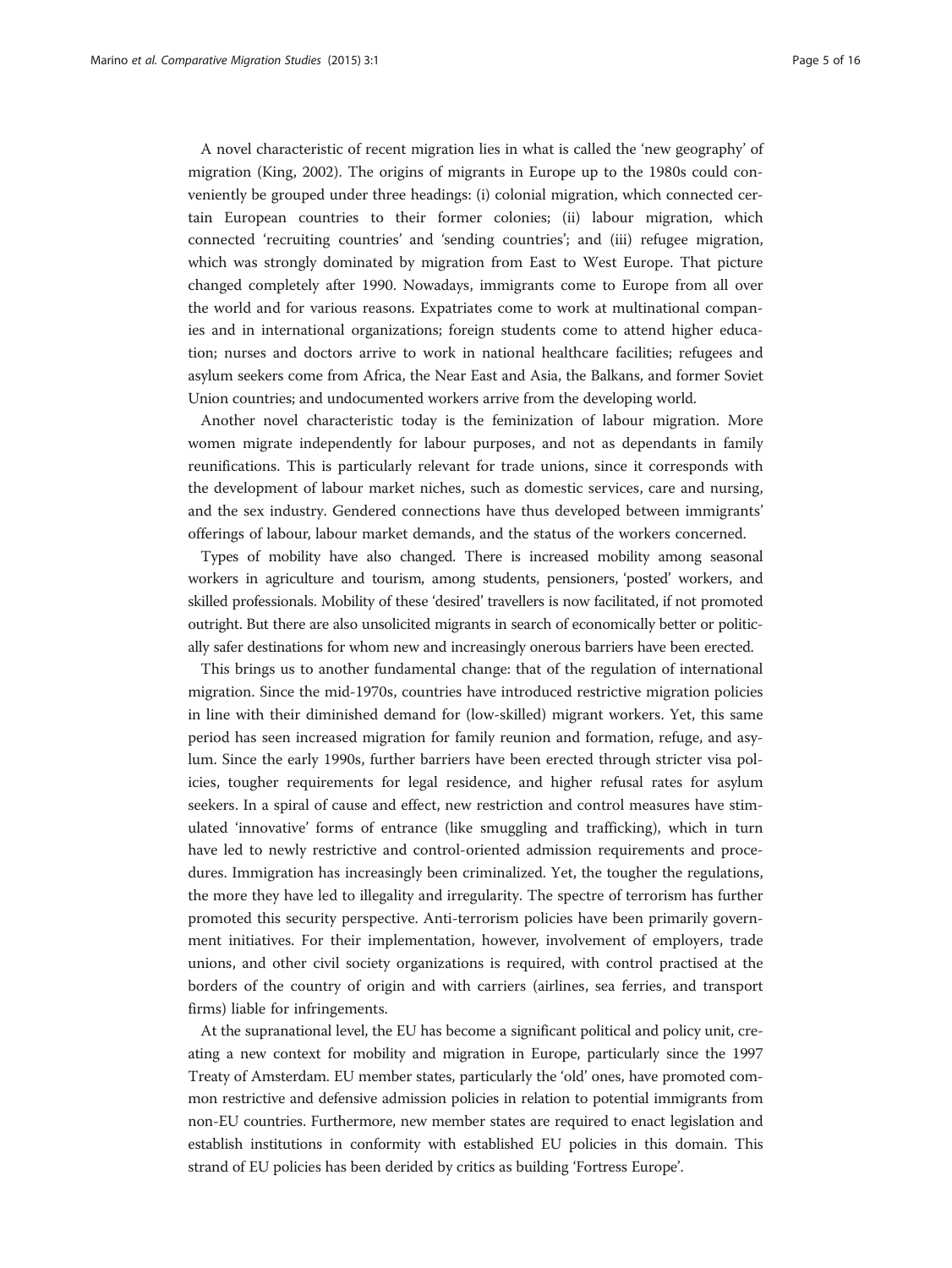A novel characteristic of recent migration lies in what is called the 'new geography' of migration (King, 2002). The origins of migrants in Europe up to the 1980s could conveniently be grouped under three headings: (i) colonial migration, which connected certain European countries to their former colonies; (ii) labour migration, which connected 'recruiting countries' and 'sending countries'; and (iii) refugee migration, which was strongly dominated by migration from East to West Europe. That picture changed completely after 1990. Nowadays, immigrants come to Europe from all over the world and for various reasons. Expatriates come to work at multinational companies and in international organizations; foreign students come to attend higher education; nurses and doctors arrive to work in national healthcare facilities; refugees and asylum seekers come from Africa, the Near East and Asia, the Balkans, and former Soviet Union countries; and undocumented workers arrive from the developing world.

Another novel characteristic today is the feminization of labour migration. More women migrate independently for labour purposes, and not as dependants in family reunifications. This is particularly relevant for trade unions, since it corresponds with the development of labour market niches, such as domestic services, care and nursing, and the sex industry. Gendered connections have thus developed between immigrants' offerings of labour, labour market demands, and the status of the workers concerned.

Types of mobility have also changed. There is increased mobility among seasonal workers in agriculture and tourism, among students, pensioners, 'posted' workers, and skilled professionals. Mobility of these 'desired' travellers is now facilitated, if not promoted outright. But there are also unsolicited migrants in search of economically better or politically safer destinations for whom new and increasingly onerous barriers have been erected.

This brings us to another fundamental change: that of the regulation of international migration. Since the mid-1970s, countries have introduced restrictive migration policies in line with their diminished demand for (low-skilled) migrant workers. Yet, this same period has seen increased migration for family reunion and formation, refuge, and asylum. Since the early 1990s, further barriers have been erected through stricter visa policies, tougher requirements for legal residence, and higher refusal rates for asylum seekers. In a spiral of cause and effect, new restriction and control measures have stimulated 'innovative' forms of entrance (like smuggling and trafficking), which in turn have led to newly restrictive and control-oriented admission requirements and procedures. Immigration has increasingly been criminalized. Yet, the tougher the regulations, the more they have led to illegality and irregularity. The spectre of terrorism has further promoted this security perspective. Anti-terrorism policies have been primarily government initiatives. For their implementation, however, involvement of employers, trade unions, and other civil society organizations is required, with control practised at the borders of the country of origin and with carriers (airlines, sea ferries, and transport firms) liable for infringements.

At the supranational level, the EU has become a significant political and policy unit, creating a new context for mobility and migration in Europe, particularly since the 1997 Treaty of Amsterdam. EU member states, particularly the 'old' ones, have promoted common restrictive and defensive admission policies in relation to potential immigrants from non-EU countries. Furthermore, new member states are required to enact legislation and establish institutions in conformity with established EU policies in this domain. This strand of EU policies has been derided by critics as building 'Fortress Europe'.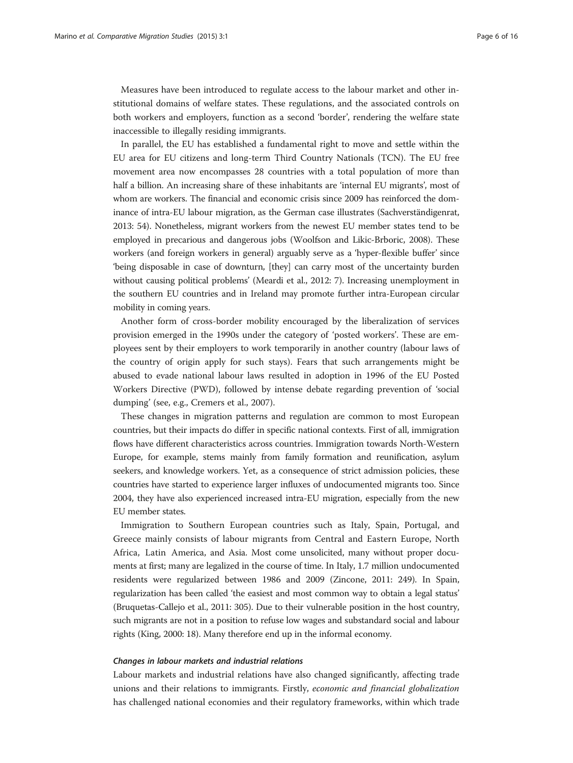Measures have been introduced to regulate access to the labour market and other institutional domains of welfare states. These regulations, and the associated controls on both workers and employers, function as a second 'border', rendering the welfare state inaccessible to illegally residing immigrants.

In parallel, the EU has established a fundamental right to move and settle within the EU area for EU citizens and long-term Third Country Nationals (TCN). The EU free movement area now encompasses 28 countries with a total population of more than half a billion. An increasing share of these inhabitants are 'internal EU migrants', most of whom are workers. The financial and economic crisis since 2009 has reinforced the dominance of intra-EU labour migration, as the German case illustrates (Sachverständigenrat, 2013: 54). Nonetheless, migrant workers from the newest EU member states tend to be employed in precarious and dangerous jobs (Woolfson and Likic-Brboric, 2008). These workers (and foreign workers in general) arguably serve as a 'hyper-flexible buffer' since 'being disposable in case of downturn, [they] can carry most of the uncertainty burden without causing political problems' (Meardi et al., 2012: 7). Increasing unemployment in the southern EU countries and in Ireland may promote further intra-European circular mobility in coming years.

Another form of cross-border mobility encouraged by the liberalization of services provision emerged in the 1990s under the category of 'posted workers'. These are employees sent by their employers to work temporarily in another country (labour laws of the country of origin apply for such stays). Fears that such arrangements might be abused to evade national labour laws resulted in adoption in 1996 of the EU Posted Workers Directive (PWD), followed by intense debate regarding prevention of 'social dumping' (see, e.g., Cremers et al., 2007).

These changes in migration patterns and regulation are common to most European countries, but their impacts do differ in specific national contexts. First of all, immigration flows have different characteristics across countries. Immigration towards North-Western Europe, for example, stems mainly from family formation and reunification, asylum seekers, and knowledge workers. Yet, as a consequence of strict admission policies, these countries have started to experience larger influxes of undocumented migrants too. Since 2004, they have also experienced increased intra-EU migration, especially from the new EU member states.

Immigration to Southern European countries such as Italy, Spain, Portugal, and Greece mainly consists of labour migrants from Central and Eastern Europe, North Africa, Latin America, and Asia. Most come unsolicited, many without proper documents at first; many are legalized in the course of time. In Italy, 1.7 million undocumented residents were regularized between 1986 and 2009 (Zincone, 2011: 249). In Spain, regularization has been called 'the easiest and most common way to obtain a legal status' (Bruquetas-Callejo et al., 2011: 305). Due to their vulnerable position in the host country, such migrants are not in a position to refuse low wages and substandard social and labour rights (King, 2000: 18). Many therefore end up in the informal economy.

#### *Changes in labour markets and industrial relations*

Labour markets and industrial relations have also changed significantly, affecting trade unions and their relations to immigrants. Firstly, *economic and financial globalization* has challenged national economies and their regulatory frameworks, within which trade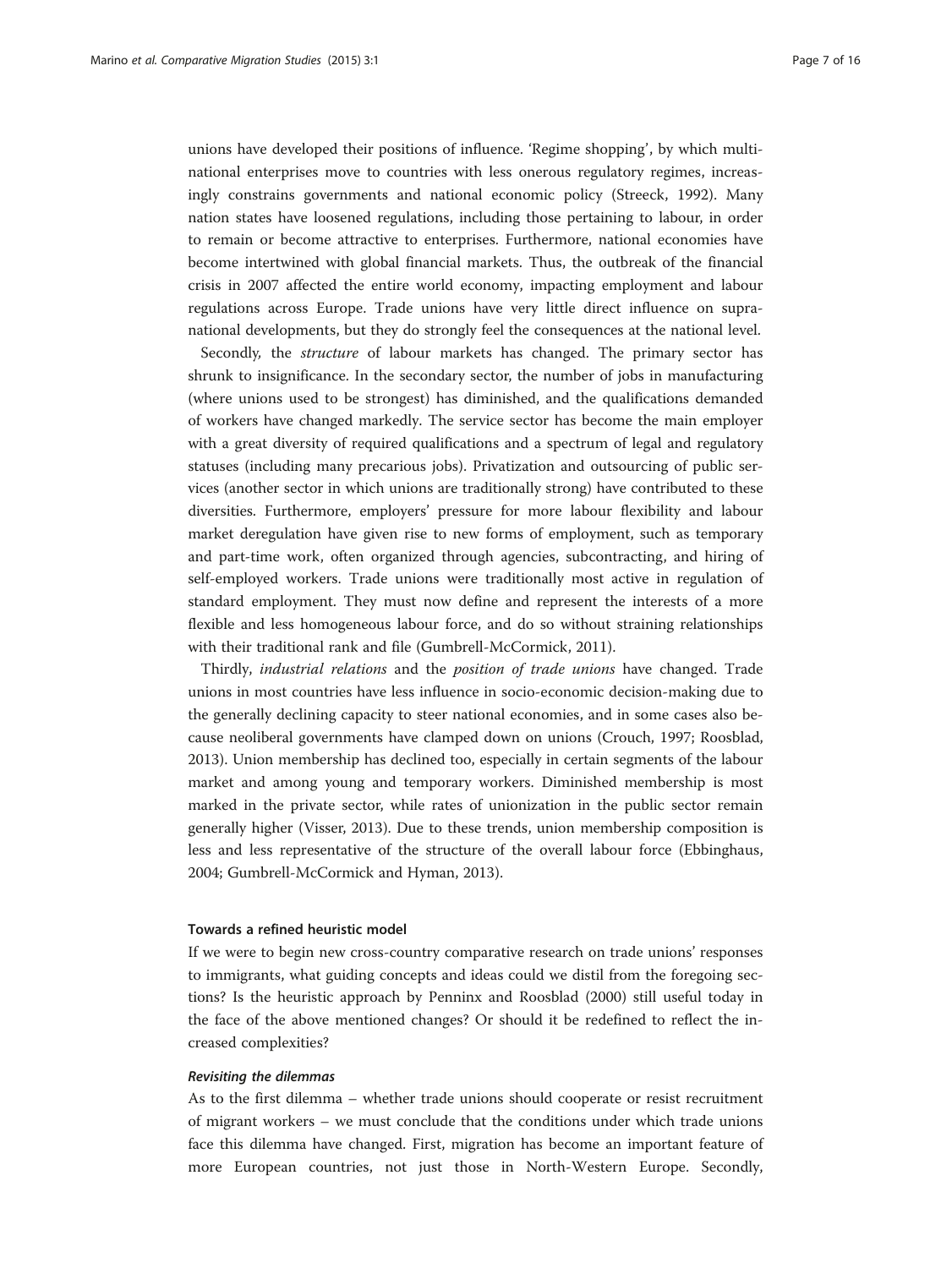unions have developed their positions of influence. 'Regime shopping', by which multinational enterprises move to countries with less onerous regulatory regimes, increasingly constrains governments and national economic policy (Streeck, 1992). Many nation states have loosened regulations, including those pertaining to labour, in order to remain or become attractive to enterprises. Furthermore, national economies have become intertwined with global financial markets. Thus, the outbreak of the financial crisis in 2007 affected the entire world economy, impacting employment and labour regulations across Europe. Trade unions have very little direct influence on supranational developments, but they do strongly feel the consequences at the national level.

Secondly, the *structure* of labour markets has changed. The primary sector has shrunk to insignificance. In the secondary sector, the number of jobs in manufacturing (where unions used to be strongest) has diminished, and the qualifications demanded of workers have changed markedly. The service sector has become the main employer with a great diversity of required qualifications and a spectrum of legal and regulatory statuses (including many precarious jobs). Privatization and outsourcing of public services (another sector in which unions are traditionally strong) have contributed to these diversities. Furthermore, employers' pressure for more labour flexibility and labour market deregulation have given rise to new forms of employment, such as temporary and part-time work, often organized through agencies, subcontracting, and hiring of self-employed workers. Trade unions were traditionally most active in regulation of standard employment. They must now define and represent the interests of a more flexible and less homogeneous labour force, and do so without straining relationships with their traditional rank and file (Gumbrell-McCormick, 2011).

Thirdly, *industrial relations* and the *position of trade unions* have changed. Trade unions in most countries have less influence in socio-economic decision-making due to the generally declining capacity to steer national economies, and in some cases also because neoliberal governments have clamped down on unions (Crouch, 1997; Roosblad, 2013). Union membership has declined too, especially in certain segments of the labour market and among young and temporary workers. Diminished membership is most marked in the private sector, while rates of unionization in the public sector remain generally higher (Visser, 2013). Due to these trends, union membership composition is less and less representative of the structure of the overall labour force (Ebbinghaus, 2004; Gumbrell-McCormick and Hyman, 2013).

## Towards a refined heuristic model

If we were to begin new cross-country comparative research on trade unions' responses to immigrants, what guiding concepts and ideas could we distil from the foregoing sections? Is the heuristic approach by Penninx and Roosblad (2000) still useful today in the face of the above mentioned changes? Or should it be redefined to reflect the increased complexities?

### *Revisiting the dilemmas*

As to the first dilemma – whether trade unions should cooperate or resist recruitment of migrant workers – we must conclude that the conditions under which trade unions face this dilemma have changed. First, migration has become an important feature of more European countries, not just those in North-Western Europe. Secondly,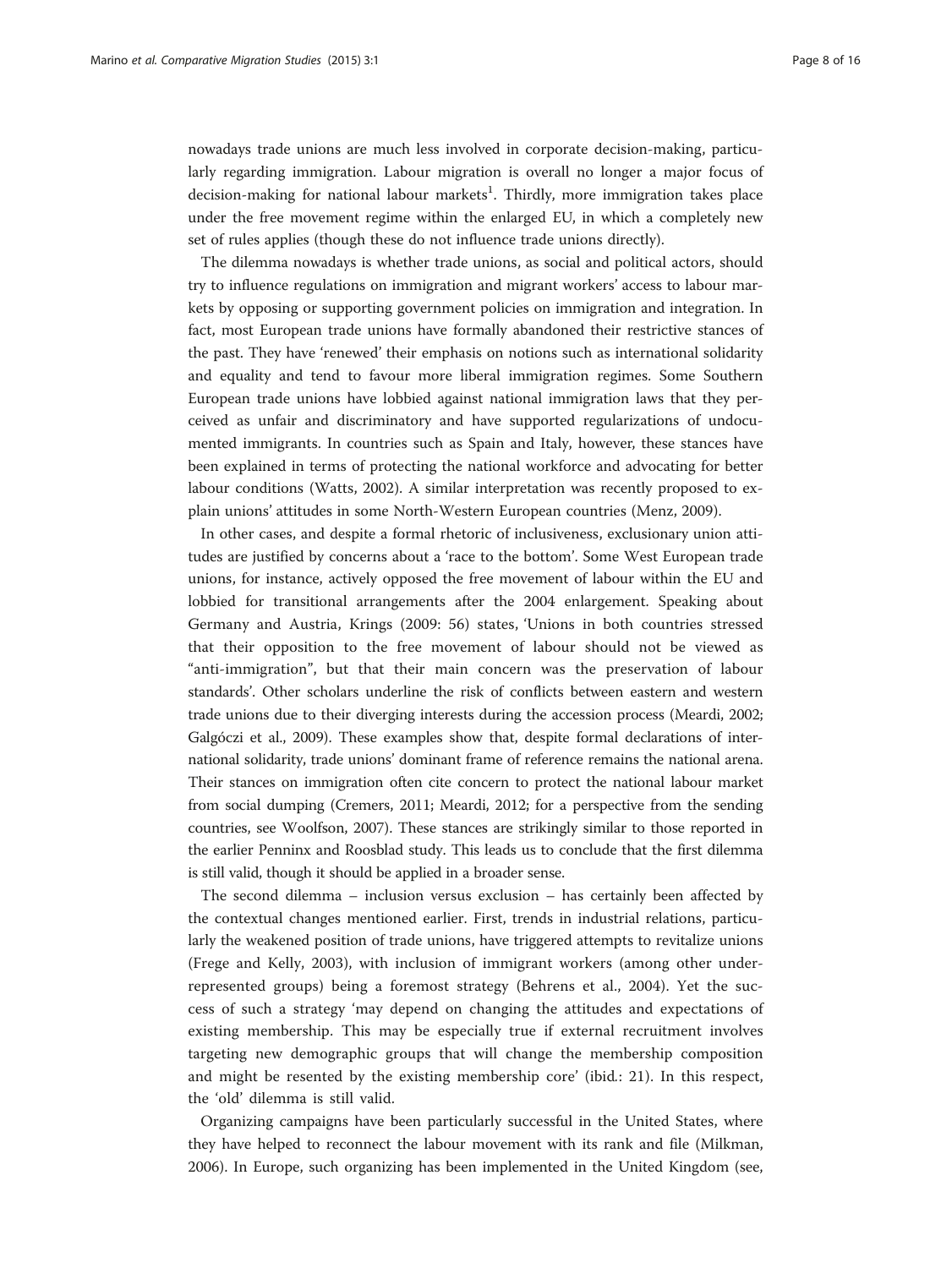nowadays trade unions are much less involved in corporate decision-making, particularly regarding immigration. Labour migration is overall no longer a major focus of decision-making for national labour markets[1]. Thirdly, more immigration takes place under the free movement regime within the enlarged EU, in which a completely new set of rules applies (though these do not influence trade unions directly).

The dilemma nowadays is whether trade unions, as social and political actors, should try to influence regulations on immigration and migrant workers' access to labour markets by opposing or supporting government policies on immigration and integration. In fact, most European trade unions have formally abandoned their restrictive stances of the past. They have 'renewed' their emphasis on notions such as international solidarity and equality and tend to favour more liberal immigration regimes. Some Southern European trade unions have lobbied against national immigration laws that they perceived as unfair and discriminatory and have supported regularizations of undocumented immigrants. In countries such as Spain and Italy, however, these stances have been explained in terms of protecting the national workforce and advocating for better labour conditions (Watts, 2002). A similar interpretation was recently proposed to explain unions' attitudes in some North-Western European countries (Menz, 2009).

In other cases, and despite a formal rhetoric of inclusiveness, exclusionary union attitudes are justified by concerns about a 'race to the bottom'. Some West European trade unions, for instance, actively opposed the free movement of labour within the EU and lobbied for transitional arrangements after the 2004 enlargement. Speaking about Germany and Austria, Krings (2009: 56) states, 'Unions in both countries stressed that their opposition to the free movement of labour should not be viewed as "anti-immigration", but that their main concern was the preservation of labour standards'. Other scholars underline the risk of conflicts between eastern and western trade unions due to their diverging interests during the accession process (Meardi, 2002; Galgóczi et al., 2009). These examples show that, despite formal declarations of international solidarity, trade unions' dominant frame of reference remains the national arena. Their stances on immigration often cite concern to protect the national labour market from social dumping (Cremers, 2011; Meardi, 2012; for a perspective from the sending countries, see Woolfson, 2007). These stances are strikingly similar to those reported in the earlier Penninx and Roosblad study. This leads us to conclude that the first dilemma is still valid, though it should be applied in a broader sense.

The second dilemma – inclusion versus exclusion – has certainly been affected by the contextual changes mentioned earlier. First, trends in industrial relations, particularly the weakened position of trade unions, have triggered attempts to revitalize unions (Frege and Kelly, 2003), with inclusion of immigrant workers (among other under-represented groups) being a foremost strategy (Behrens et al., 2004). Yet the success of such a strategy 'may depend on changing the attitudes and expectations of existing membership. This may be especially true if external recruitment involves targeting new demographic groups that will change the membership composition and might be resented by the existing membership core' (ibid.: 21). In this respect, the 'old' dilemma is still valid.

Organizing campaigns have been particularly successful in the United States, where they have helped to reconnect the labour movement with its rank and file (Milkman, 2006). In Europe, such organizing has been implemented in the United Kingdom (see,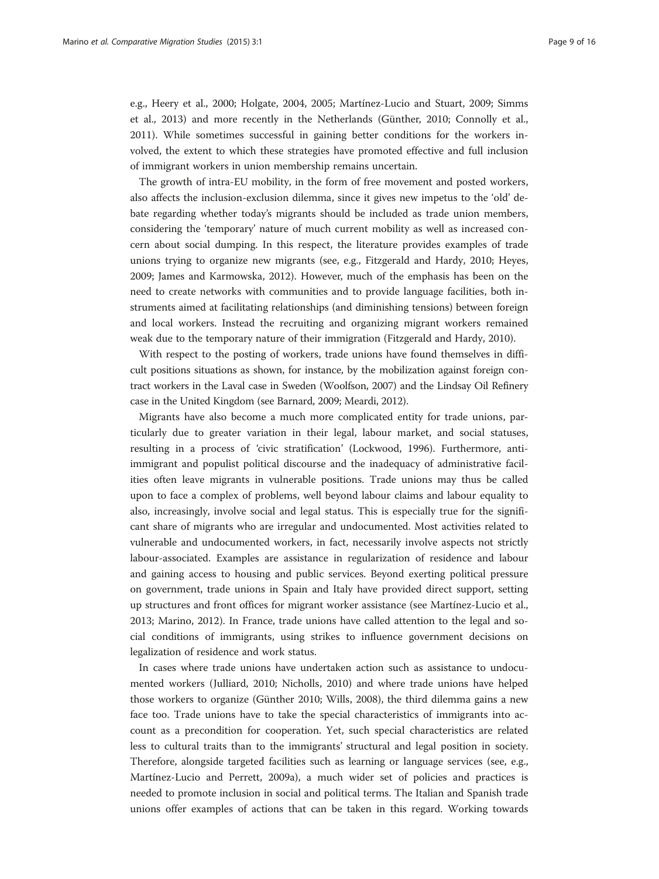e.g., Heery et al., 2000; Holgate, 2004, 2005; Martínez-Lucio and Stuart, 2009; Simms et al., 2013) and more recently in the Netherlands (Günther, 2010; Connolly et al., 2011). While sometimes successful in gaining better conditions for the workers involved, the extent to which these strategies have promoted effective and full inclusion of immigrant workers in union membership remains uncertain.

The growth of intra-EU mobility, in the form of free movement and posted workers, also affects the inclusion-exclusion dilemma, since it gives new impetus to the 'old' debate regarding whether today's migrants should be included as trade union members, considering the 'temporary' nature of much current mobility as well as increased concern about social dumping. In this respect, the literature provides examples of trade unions trying to organize new migrants (see, e.g., Fitzgerald and Hardy, 2010; Heyes, 2009; James and Karmowska, 2012). However, much of the emphasis has been on the need to create networks with communities and to provide language facilities, both instruments aimed at facilitating relationships (and diminishing tensions) between foreign and local workers. Instead the recruiting and organizing migrant workers remained weak due to the temporary nature of their immigration (Fitzgerald and Hardy, 2010).

With respect to the posting of workers, trade unions have found themselves in difficult positions situations as shown, for instance, by the mobilization against foreign contract workers in the Laval case in Sweden (Woolfson, 2007) and the Lindsay Oil Refinery case in the United Kingdom (see Barnard, 2009; Meardi, 2012).

Migrants have also become a much more complicated entity for trade unions, particularly due to greater variation in their legal, labour market, and social statuses, resulting in a process of 'civic stratification' (Lockwood, 1996). Furthermore, anti-immigrant and populist political discourse and the inadequacy of administrative facilities often leave migrants in vulnerable positions. Trade unions may thus be called upon to face a complex of problems, well beyond labour claims and labour equality to also, increasingly, involve social and legal status. This is especially true for the significant share of migrants who are irregular and undocumented. Most activities related to vulnerable and undocumented workers, in fact, necessarily involve aspects not strictly labour-associated. Examples are assistance in regularization of residence and labour and gaining access to housing and public services. Beyond exerting political pressure on government, trade unions in Spain and Italy have provided direct support, setting up structures and front offices for migrant worker assistance (see Martínez-Lucio et al., 2013; Marino, 2012). In France, trade unions have called attention to the legal and social conditions of immigrants, using strikes to influence government decisions on legalization of residence and work status.

In cases where trade unions have undertaken action such as assistance to undocumented workers (Julliard, 2010; Nicholls, 2010) and where trade unions have helped those workers to organize (Günther 2010; Wills, 2008), the third dilemma gains a new face too. Trade unions have to take the special characteristics of immigrants into account as a precondition for cooperation. Yet, such special characteristics are related less to cultural traits than to the immigrants' structural and legal position in society. Therefore, alongside targeted facilities such as learning or language services (see, e.g., Martínez-Lucio and Perrett, 2009a), a much wider set of policies and practices is needed to promote inclusion in social and political terms. The Italian and Spanish trade unions offer examples of actions that can be taken in this regard. Working towards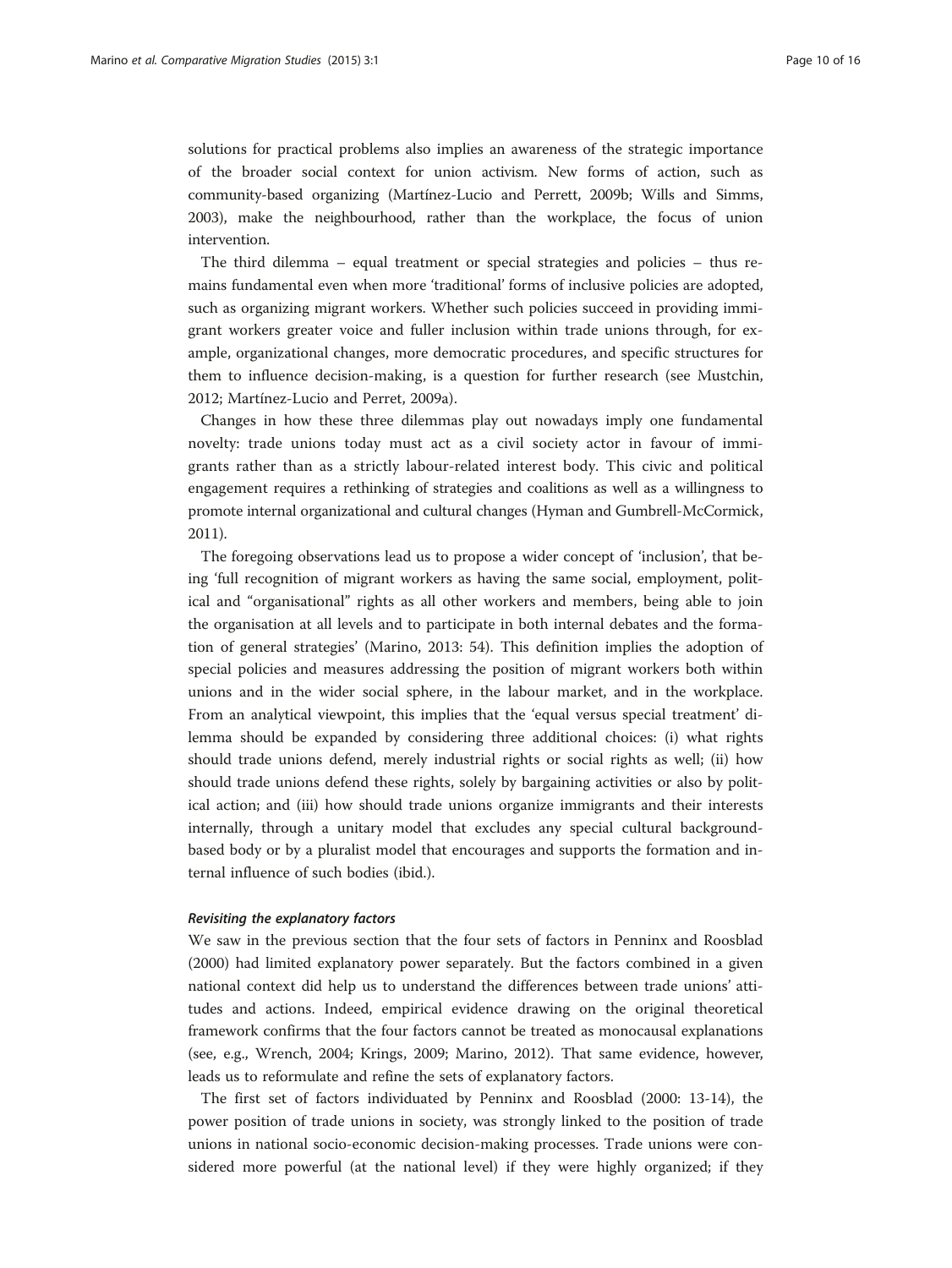solutions for practical problems also implies an awareness of the strategic importance of the broader social context for union activism. New forms of action, such as community-based organizing (Martínez-Lucio and Perrett, 2009b; Wills and Simms, 2003), make the neighbourhood, rather than the workplace, the focus of union intervention.

The third dilemma – equal treatment or special strategies and policies – thus remains fundamental even when more 'traditional' forms of inclusive policies are adopted, such as organizing migrant workers. Whether such policies succeed in providing immigrant workers greater voice and fuller inclusion within trade unions through, for example, organizational changes, more democratic procedures, and specific structures for them to influence decision-making, is a question for further research (see Mustchin, 2012; Martínez-Lucio and Perret, 2009a).

Changes in how these three dilemmas play out nowadays imply one fundamental novelty: trade unions today must act as a civil society actor in favour of immigrants rather than as a strictly labour-related interest body. This civic and political engagement requires a rethinking of strategies and coalitions as well as a willingness to promote internal organizational and cultural changes (Hyman and Gumbrell-McCormick, 2011).

The foregoing observations lead us to propose a wider concept of 'inclusion', that being 'full recognition of migrant workers as having the same social, employment, political and "organisational" rights as all other workers and members, being able to join the organisation at all levels and to participate in both internal debates and the formation of general strategies' (Marino, 2013: 54). This definition implies the adoption of special policies and measures addressing the position of migrant workers both within unions and in the wider social sphere, in the labour market, and in the workplace. From an analytical viewpoint, this implies that the 'equal versus special treatment' dilemma should be expanded by considering three additional choices: (i) what rights should trade unions defend, merely industrial rights or social rights as well; (ii) how should trade unions defend these rights, solely by bargaining activities or also by political action; and (iii) how should trade unions organize immigrants and their interests internally, through a unitary model that excludes any special cultural background-based body or by a pluralist model that encourages and supports the formation and internal influence of such bodies (ibid.).

#### *Revisiting the explanatory factors*

We saw in the previous section that the four sets of factors in Penninx and Roosblad (2000) had limited explanatory power separately. But the factors combined in a given national context did help us to understand the differences between trade unions' attitudes and actions. Indeed, empirical evidence drawing on the original theoretical framework confirms that the four factors cannot be treated as monocausal explanations (see, e.g., Wrench, 2004; Krings, 2009; Marino, 2012). That same evidence, however, leads us to reformulate and refine the sets of explanatory factors.

The first set of factors individuated by Penninx and Roosblad (2000: 13-14), the power position of trade unions in society, was strongly linked to the position of trade unions in national socio-economic decision-making processes. Trade unions were considered more powerful (at the national level) if they were highly organized; if they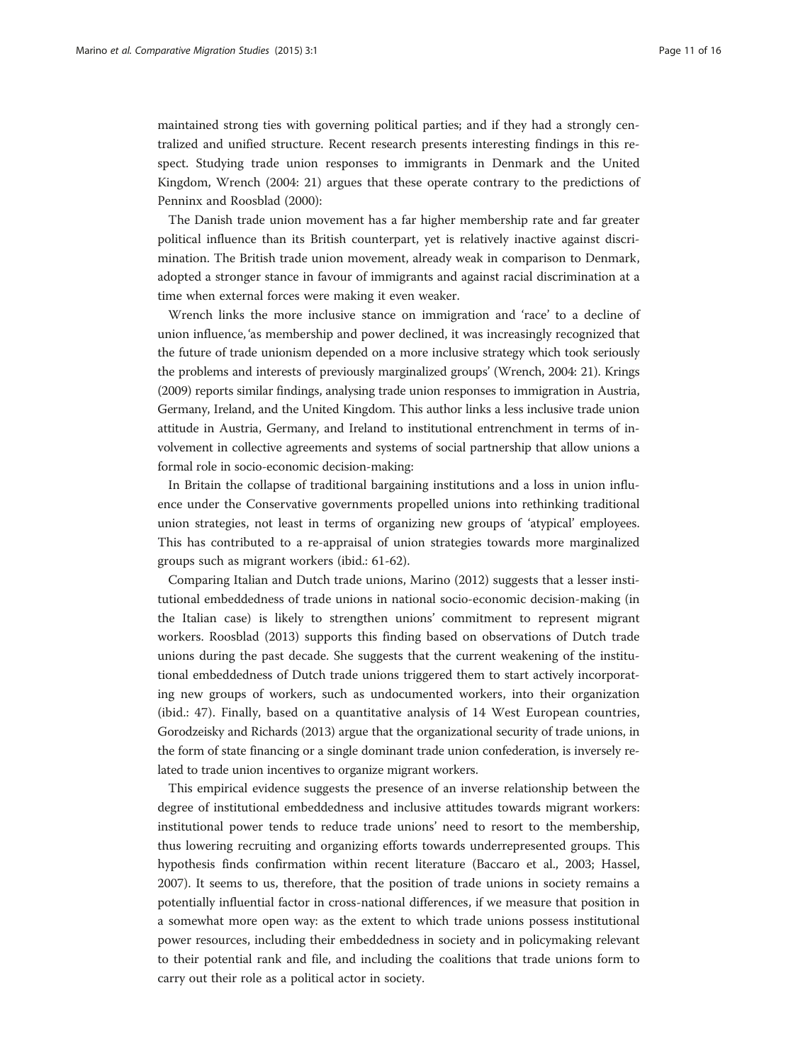maintained strong ties with governing political parties; and if they had a strongly centralized and unified structure. Recent research presents interesting findings in this respect. Studying trade union responses to immigrants in Denmark and the United Kingdom, Wrench (2004: 21) argues that these operate contrary to the predictions of Penninx and Roosblad (2000):

The Danish trade union movement has a far higher membership rate and far greater political influence than its British counterpart, yet is relatively inactive against discrimination. The British trade union movement, already weak in comparison to Denmark, adopted a stronger stance in favour of immigrants and against racial discrimination at a time when external forces were making it even weaker.

Wrench links the more inclusive stance on immigration and 'race' to a decline of union influence, 'as membership and power declined, it was increasingly recognized that the future of trade unionism depended on a more inclusive strategy which took seriously the problems and interests of previously marginalized groups' (Wrench, 2004: 21). Krings (2009) reports similar findings, analysing trade union responses to immigration in Austria, Germany, Ireland, and the United Kingdom. This author links a less inclusive trade union attitude in Austria, Germany, and Ireland to institutional entrenchment in terms of involvement in collective agreements and systems of social partnership that allow unions a formal role in socio-economic decision-making:

In Britain the collapse of traditional bargaining institutions and a loss in union influence under the Conservative governments propelled unions into rethinking traditional union strategies, not least in terms of organizing new groups of 'atypical' employees. This has contributed to a re-appraisal of union strategies towards more marginalized groups such as migrant workers (ibid.: 61-62).

Comparing Italian and Dutch trade unions, Marino (2012) suggests that a lesser institutional embeddedness of trade unions in national socio-economic decision-making (in the Italian case) is likely to strengthen unions' commitment to represent migrant workers. Roosblad (2013) supports this finding based on observations of Dutch trade unions during the past decade. She suggests that the current weakening of the institutional embeddedness of Dutch trade unions triggered them to start actively incorporating new groups of workers, such as undocumented workers, into their organization (ibid.: 47). Finally, based on a quantitative analysis of 14 West European countries, Gorodzeisky and Richards (2013) argue that the organizational security of trade unions, in the form of state financing or a single dominant trade union confederation, is inversely related to trade union incentives to organize migrant workers.

This empirical evidence suggests the presence of an inverse relationship between the degree of institutional embeddedness and inclusive attitudes towards migrant workers: institutional power tends to reduce trade unions' need to resort to the membership, thus lowering recruiting and organizing efforts towards underrepresented groups. This hypothesis finds confirmation within recent literature (Baccaro et al., 2003; Hassel, 2007). It seems to us, therefore, that the position of trade unions in society remains a potentially influential factor in cross-national differences, if we measure that position in a somewhat more open way: as the extent to which trade unions possess institutional power resources, including their embeddedness in society and in policymaking relevant to their potential rank and file, and including the coalitions that trade unions form to carry out their role as a political actor in society.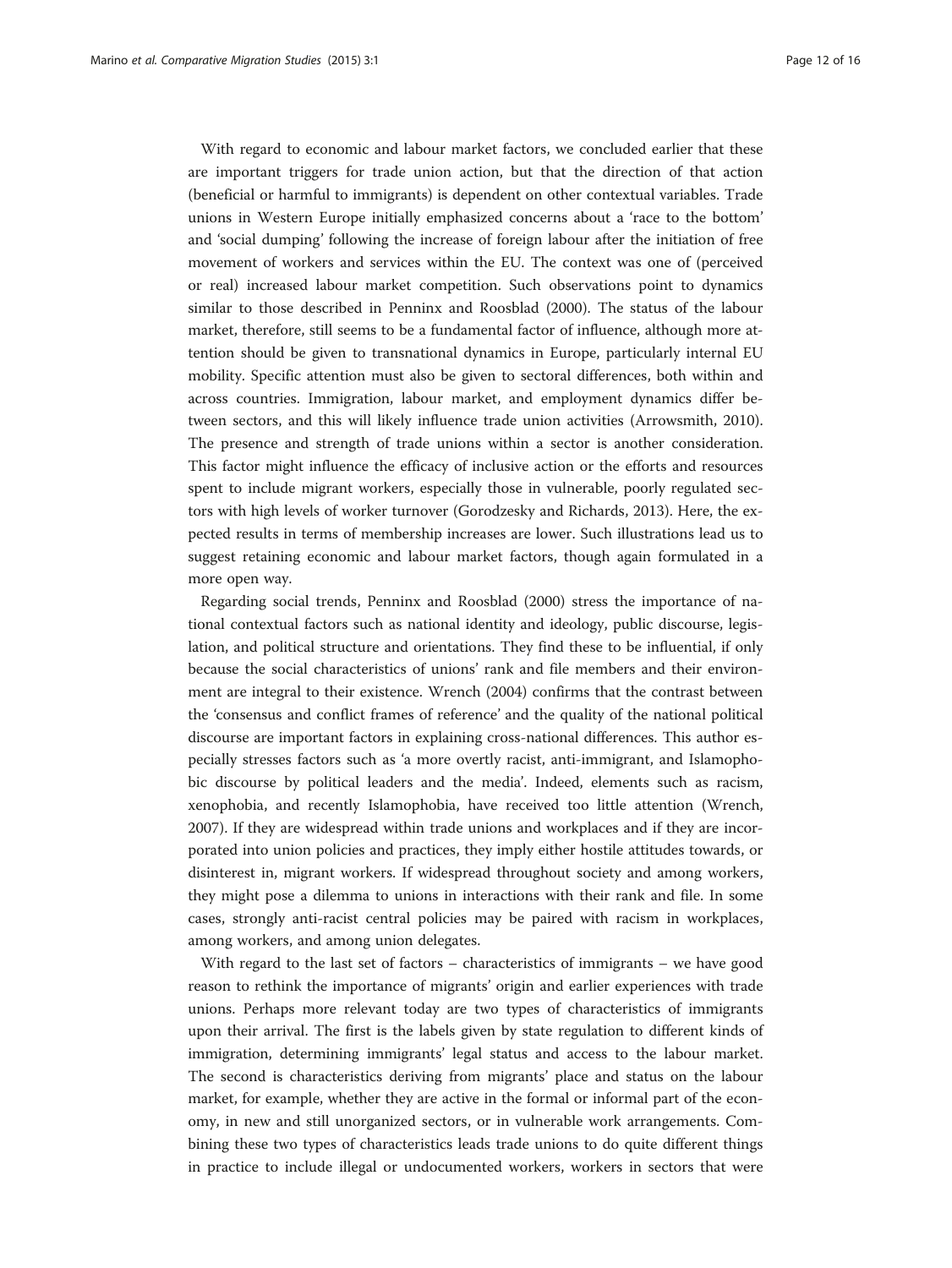With regard to economic and labour market factors, we concluded earlier that these are important triggers for trade union action, but that the direction of that action (beneficial or harmful to immigrants) is dependent on other contextual variables. Trade unions in Western Europe initially emphasized concerns about a 'race to the bottom' and 'social dumping' following the increase of foreign labour after the initiation of free movement of workers and services within the EU. The context was one of (perceived or real) increased labour market competition. Such observations point to dynamics similar to those described in Penninx and Roosblad (2000). The status of the labour market, therefore, still seems to be a fundamental factor of influence, although more attention should be given to transnational dynamics in Europe, particularly internal EU mobility. Specific attention must also be given to sectoral differences, both within and across countries. Immigration, labour market, and employment dynamics differ between sectors, and this will likely influence trade union activities (Arrowsmith, 2010). The presence and strength of trade unions within a sector is another consideration. This factor might influence the efficacy of inclusive action or the efforts and resources spent to include migrant workers, especially those in vulnerable, poorly regulated sectors with high levels of worker turnover (Gorodzesky and Richards, 2013). Here, the expected results in terms of membership increases are lower. Such illustrations lead us to suggest retaining economic and labour market factors, though again formulated in a more open way.

Regarding social trends, Penninx and Roosblad (2000) stress the importance of national contextual factors such as national identity and ideology, public discourse, legislation, and political structure and orientations. They find these to be influential, if only because the social characteristics of unions' rank and file members and their environment are integral to their existence. Wrench (2004) confirms that the contrast between the 'consensus and conflict frames of reference' and the quality of the national political discourse are important factors in explaining cross-national differences. This author especially stresses factors such as 'a more overtly racist, anti-immigrant, and Islamophobic discourse by political leaders and the media'. Indeed, elements such as racism, xenophobia, and recently Islamophobia, have received too little attention (Wrench, 2007). If they are widespread within trade unions and workplaces and if they are incorporated into union policies and practices, they imply either hostile attitudes towards, or disinterest in, migrant workers. If widespread throughout society and among workers, they might pose a dilemma to unions in interactions with their rank and file. In some cases, strongly anti-racist central policies may be paired with racism in workplaces, among workers, and among union delegates.

With regard to the last set of factors – characteristics of immigrants – we have good reason to rethink the importance of migrants' origin and earlier experiences with trade unions. Perhaps more relevant today are two types of characteristics of immigrants upon their arrival. The first is the labels given by state regulation to different kinds of immigration, determining immigrants' legal status and access to the labour market. The second is characteristics deriving from migrants' place and status on the labour market, for example, whether they are active in the formal or informal part of the economy, in new and still unorganized sectors, or in vulnerable work arrangements. Combining these two types of characteristics leads trade unions to do quite different things in practice to include illegal or undocumented workers, workers in sectors that were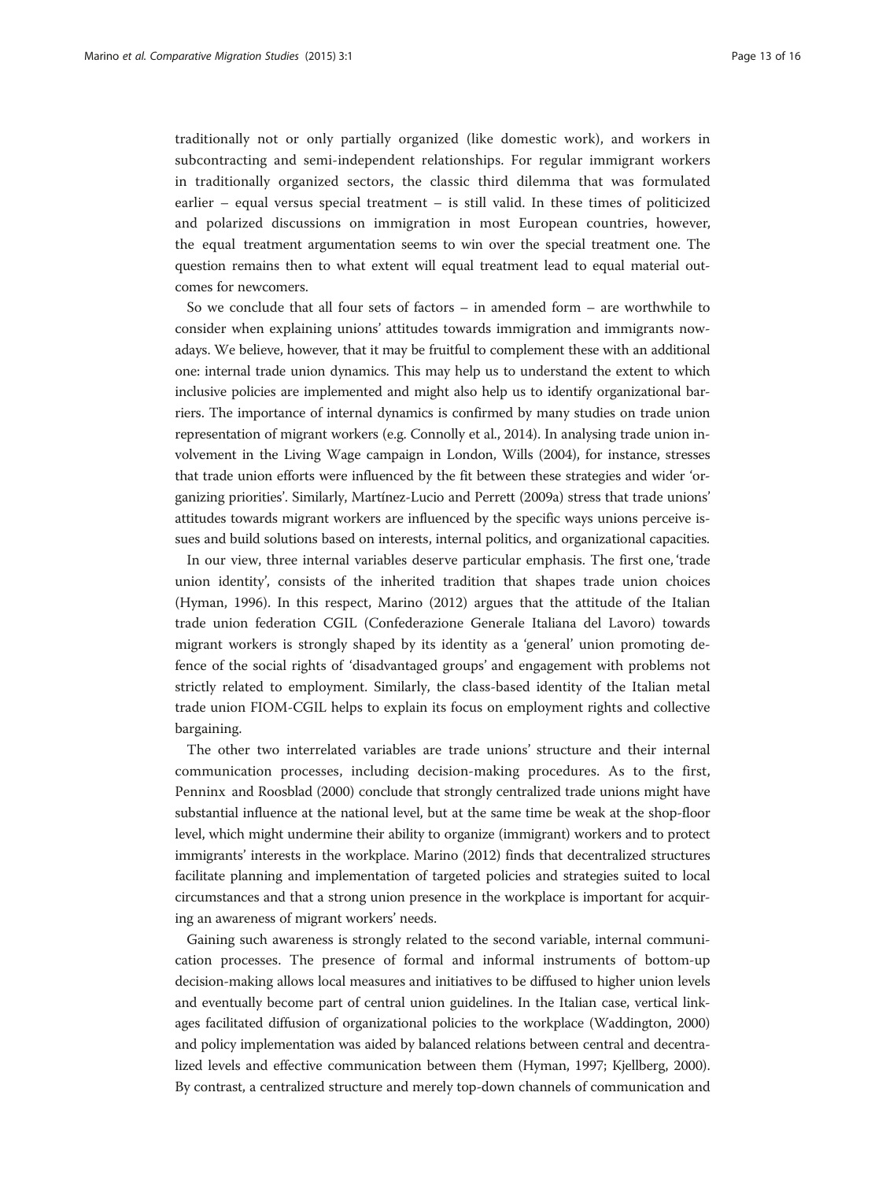traditionally not or only partially organized (like domestic work), and workers in subcontracting and semi-independent relationships. For regular immigrant workers in traditionally organized sectors, the classic third dilemma that was formulated earlier – equal versus special treatment – is still valid. In these times of politicized and polarized discussions on immigration in most European countries, however, the equal treatment argumentation seems to win over the special treatment one. The question remains then to what extent will equal treatment lead to equal material outcomes for newcomers.

So we conclude that all four sets of factors – in amended form – are worthwhile to consider when explaining unions' attitudes towards immigration and immigrants nowadays. We believe, however, that it may be fruitful to complement these with an additional one: internal trade union dynamics. This may help us to understand the extent to which inclusive policies are implemented and might also help us to identify organizational barriers. The importance of internal dynamics is confirmed by many studies on trade union representation of migrant workers (e.g. Connolly et al., 2014). In analysing trade union involvement in the Living Wage campaign in London, Wills (2004), for instance, stresses that trade union efforts were influenced by the fit between these strategies and wider 'organizing priorities'. Similarly, Martínez-Lucio and Perrett (2009a) stress that trade unions' attitudes towards migrant workers are influenced by the specific ways unions perceive issues and build solutions based on interests, internal politics, and organizational capacities.

In our view, three internal variables deserve particular emphasis. The first one, 'trade union identity', consists of the inherited tradition that shapes trade union choices (Hyman, 1996). In this respect, Marino (2012) argues that the attitude of the Italian trade union federation CGIL (Confederazione Generale Italiana del Lavoro) towards migrant workers is strongly shaped by its identity as a 'general' union promoting defence of the social rights of 'disadvantaged groups' and engagement with problems not strictly related to employment. Similarly, the class-based identity of the Italian metal trade union FIOM-CGIL helps to explain its focus on employment rights and collective bargaining.

The other two interrelated variables are trade unions' structure and their internal communication processes, including decision-making procedures. As to the first, Penninx and Roosblad (2000) conclude that strongly centralized trade unions might have substantial influence at the national level, but at the same time be weak at the shop-floor level, which might undermine their ability to organize (immigrant) workers and to protect immigrants' interests in the workplace. Marino (2012) finds that decentralized structures facilitate planning and implementation of targeted policies and strategies suited to local circumstances and that a strong union presence in the workplace is important for acquiring an awareness of migrant workers' needs.

Gaining such awareness is strongly related to the second variable, internal communication processes. The presence of formal and informal instruments of bottom-up decision-making allows local measures and initiatives to be diffused to higher union levels and eventually become part of central union guidelines. In the Italian case, vertical linkages facilitated diffusion of organizational policies to the workplace (Waddington, 2000) and policy implementation was aided by balanced relations between central and decentralized levels and effective communication between them (Hyman, 1997; Kjellberg, 2000). By contrast, a centralized structure and merely top-down channels of communication and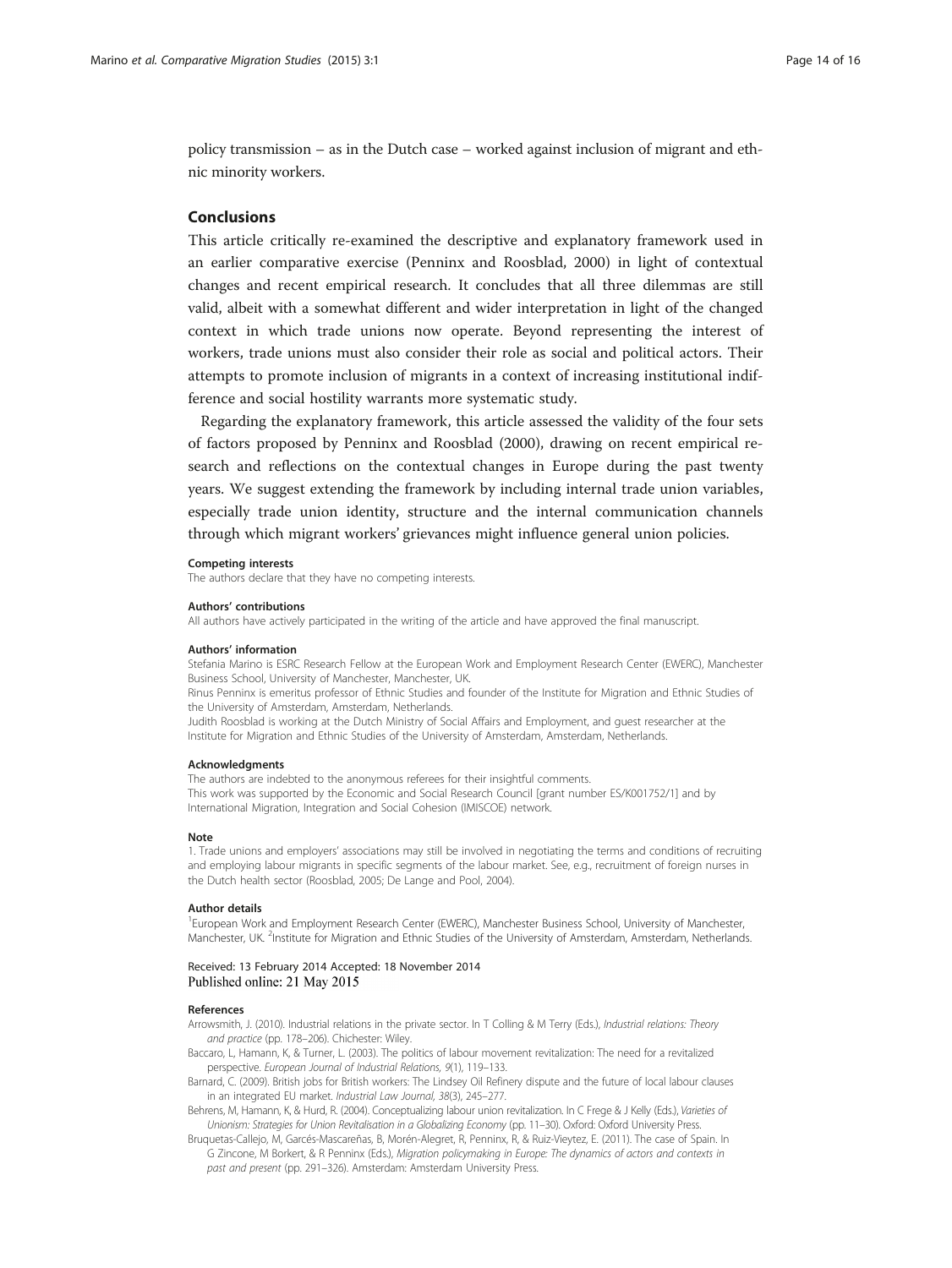policy transmission – as in the Dutch case – worked against inclusion of migrant and ethnic minority workers.

## Conclusions

This article critically re-examined the descriptive and explanatory framework used in an earlier comparative exercise (Penninx and Roosblad, 2000) in light of contextual changes and recent empirical research. It concludes that all three dilemmas are still valid, albeit with a somewhat different and wider interpretation in light of the changed context in which trade unions now operate. Beyond representing the interest of workers, trade unions must also consider their role as social and political actors. Their attempts to promote inclusion of migrants in a context of increasing institutional indifference and social hostility warrants more systematic study.

Regarding the explanatory framework, this article assessed the validity of the four sets of factors proposed by Penninx and Roosblad (2000), drawing on recent empirical research and reflections on the contextual changes in Europe during the past twenty years. We suggest extending the framework by including internal trade union variables, especially trade union identity, structure and the internal communication channels through which migrant workers' grievances might influence general union policies.

#### Competing interests

The authors declare that they have no competing interests.

#### Authors' contributions

All authors have actively participated in the writing of the article and have approved the final manuscript.

#### Authors' information

Stefania Marino is ESRC Research Fellow at the European Work and Employment Research Center (EWERC), Manchester Business School, University of Manchester, Manchester, UK.

Rinus Penninx is emeritus professor of Ethnic Studies and founder of the Institute for Migration and Ethnic Studies of the University of Amsterdam, Amsterdam, Netherlands.

Judith Roosblad is working at the Dutch Ministry of Social Affairs and Employment, and guest researcher at the Institute for Migration and Ethnic Studies of the University of Amsterdam, Amsterdam, Netherlands.

#### Acknowledgments

The authors are indebted to the anonymous referees for their insightful comments.

This work was supported by the Economic and Social Research Council [grant number ES/K001752/1] and by International Migration, Integration and Social Cohesion (IMISCOE) network.

#### Note

1. Trade unions and employers' associations may still be involved in negotiating the terms and conditions of recruiting and employing labour migrants in specific segments of the labour market. See, e.g., recruitment of foreign nurses in the Dutch health sector (Roosblad, 2005; De Lange and Pool, 2004).

#### Author details

[1]European Work and Employment Research Center (EWERC), Manchester Business School, University of Manchester, Manchester, UK. [2]Institute for Migration and Ethnic Studies of the University of Amsterdam, Amsterdam, Netherlands.

Received: 13 February 2014 Accepted: 18 November 2014
Published online: 21 May 2015

#### References

Arrowsmith, J. (2010). Industrial relations in the private sector. In T Colling & M Terry (Eds.), *Industrial relations: Theory and practice* (pp. 178–206). Chichester: Wiley.

Baccaro, L, Hamann, K, & Turner, L. (2003). The politics of labour movement revitalization: The need for a revitalized perspective. *European Journal of Industrial Relations, 9*(1), 119–133.

Barnard, C. (2009). British jobs for British workers: The Lindsey Oil Refinery dispute and the future of local labour clauses in an integrated EU market. *Industrial Law Journal, 38*(3), 245–277.

Behrens, M, Hamann, K, & Hurd, R. (2004). Conceptualizing labour union revitalization. In C Frege & J Kelly (Eds.), *Varieties of Unionism: Strategies for Union Revitalisation in a Globalizing Economy* (pp. 11–30). Oxford: Oxford University Press.

Bruquetas-Callejo, M, Garcés-Mascareñas, B, Morén-Alegret, R, Penninx, R, & Ruiz-Vieytez, E. (2011). The case of Spain. In G Zincone, M Borkert, & R Penninx (Eds.), *Migration policymaking in Europe: The dynamics of actors and contexts in past and present* (pp. 291–326). Amsterdam: Amsterdam University Press.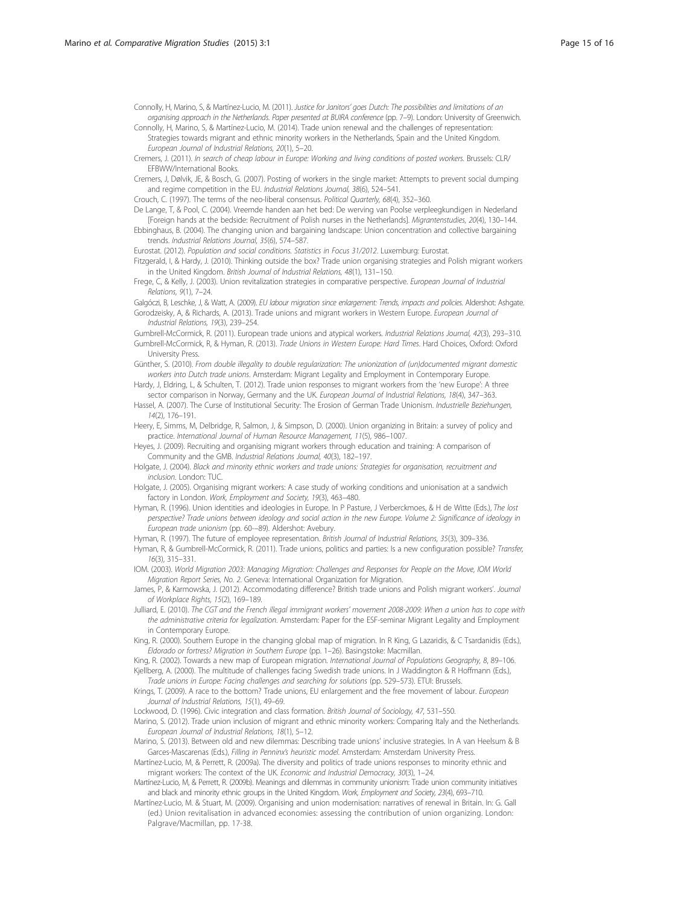Connolly, H, Marino, S, & Martínez-Lucio, M. (2011). *Justice for Janitors' goes Dutch: The possibilities and limitations of an organising approach in the Netherlands. Paper presented at BUIRA conference* (pp. 7–9). London: University of Greenwich.

Connolly, H, Marino, S, & Martínez-Lucio, M. (2014). Trade union renewal and the challenges of representation: Strategies towards migrant and ethnic minority workers in the Netherlands, Spain and the United Kingdom. *European Journal of Industrial Relations, 20*(1), 5–20.

Cremers, J. (2011). *In search of cheap labour in Europe: Working and living conditions of posted workers*. Brussels: CLR/EFBWW/International Books.

Cremers, J, Dølvik, JE, & Bosch, G. (2007). Posting of workers in the single market: Attempts to prevent social dumping and regime competition in the EU. *Industrial Relations Journal, 38*(6), 524–541.

Crouch, C. (1997). The terms of the neo-liberal consensus. *Political Quarterly, 68*(4), 352–360.

De Lange, T, & Pool, C. (2004). Vreemde handen aan het bed: De werving van Poolse verpleegkundigen in Nederland [Foreign hands at the bedside: Recruitment of Polish nurses in the Netherlands]. *Migrantenstudies, 20*(4), 130–144.

Ebbinghaus, B. (2004). The changing union and bargaining landscape: Union concentration and collective bargaining trends. *Industrial Relations Journal, 35*(6), 574–587.

Eurostat. (2012). *Population and social conditions. Statistics in Focus 31/2012*. Luxemburg: Eurostat.

Fitzgerald, I, & Hardy, J. (2010). Thinking outside the box? Trade union organising strategies and Polish migrant workers in the United Kingdom. *British Journal of Industrial Relations, 48*(1), 131–150.

Frege, C, & Kelly, J. (2003). Union revitalization strategies in comparative perspective. *European Journal of Industrial Relations, 9*(1), 7–24.

Galgóczi, B, Leschke, J, & Watt, A. (2009). *EU labour migration since enlargement: Trends, impacts and policies*. Aldershot: Ashgate.

Gorodzeisky, A, & Richards, A. (2013). Trade unions and migrant workers in Western Europe. *European Journal of Industrial Relations, 19*(3), 239–254.

Gumbrell-McCormick, R. (2011). European trade unions and atypical workers. *Industrial Relations Journal, 42*(3), 293–310.

Gumbrell-McCormick, R, & Hyman, R. (2013). *Trade Unions in Western Europe: Hard Times*. Hard Choices, Oxford: Oxford University Press.

Günther, S. (2010). *From double illegality to double regularization: The unionization of (un)documented migrant domestic workers into Dutch trade unions*. Amsterdam: Migrant Legality and Employment in Contemporary Europe.

Hardy, J, Eldring, L, & Schulten, T. (2012). Trade union responses to migrant workers from the 'new Europe': A three sector comparison in Norway, Germany and the UK. *European Journal of Industrial Relations, 18*(4), 347–363.

Hassel, A. (2007). The Curse of Institutional Security: The Erosion of German Trade Unionism. *Industrielle Beziehungen, 14*(2), 176–191.

Heery, E, Simms, M, Delbridge, R, Salmon, J, & Simpson, D. (2000). Union organizing in Britain: a survey of policy and practice. *International Journal of Human Resource Management, 11*(5), 986–1007.

Heyes, J. (2009). Recruiting and organising migrant workers through education and training: A comparison of Community and the GMB. *Industrial Relations Journal, 40*(3), 182–197.

Holgate, J. (2004). *Black and minority ethnic workers and trade unions: Strategies for organisation, recruitment and inclusion*. London: TUC.

Holgate, J. (2005). Organising migrant workers: A case study of working conditions and unionisation at a sandwich factory in London. *Work, Employment and Society, 19*(3), 463–480.

Hyman, R. (1996). Union identities and ideologies in Europe. In P Pasture, J Verberckmoes, & H de Witte (Eds.), *The lost perspective? Trade unions between ideology and social action in the new Europe. Volume 2: Significance of ideology in European trade unionism* (pp. 60-–89). Aldershot: Avebury.

Hyman, R. (1997). The future of employee representation. *British Journal of Industrial Relations, 35*(3), 309–336.

Hyman, R, & Gumbrell-McCormick, R. (2011). Trade unions, politics and parties: Is a new configuration possible? *Transfer, 16*(3), 315–331.

IOM. (2003). *World Migration 2003: Managing Migration: Challenges and Responses for People on the Move, IOM World Migration Report Series, No. 2*. Geneva: International Organization for Migration.

James, P, & Karmowska, J. (2012). Accommodating difference? British trade unions and Polish migrant workers'. *Journal of Workplace Rights, 15*(2), 169–189.

Julliard, E. (2010). *The CGT and the French illegal immigrant workers' movement 2008-2009: When a union has to cope with the administrative criteria for legalization*. Amsterdam: Paper for the ESF-seminar Migrant Legality and Employment in Contemporary Europe.

King, R. (2000). Southern Europe in the changing global map of migration. In R King, G Lazaridis, & C Tsardanidis (Eds.), *Eldorado or fortress? Migration in Southern Europe* (pp. 1–26). Basingstoke: Macmillan.

King, R. (2002). Towards a new map of European migration. *International Journal of Populations Geography, 8*, 89–106.

Kjellberg, A. (2000). The multitude of challenges facing Swedish trade unions. In J Waddington & R Hoffmann (Eds.), *Trade unions in Europe: Facing challenges and searching for solutions* (pp. 529–573). ETUI: Brussels.

Krings, T. (2009). A race to the bottom? Trade unions, EU enlargement and the free movement of labour. *European Journal of Industrial Relations, 15*(1), 49–69.

Lockwood, D. (1996). Civic integration and class formation. *British Journal of Sociology, 47*, 531–550.

Marino, S. (2012). Trade union inclusion of migrant and ethnic minority workers: Comparing Italy and the Netherlands. *European Journal of Industrial Relations, 18*(1), 5–12.

Marino, S. (2013). Between old and new dilemmas: Describing trade unions' inclusive strategies. In A van Heelsum & B Garces-Mascarenas (Eds.), *Filling in Penninx's heuristic model*. Amsterdam: Amsterdam University Press.

Martínez-Lucio, M, & Perrett, R. (2009a). The diversity and politics of trade unions responses to minority ethnic and migrant workers: The context of the UK. *Economic and Industrial Democracy, 30*(3), 1–24.

Martínez-Lucio, M, & Perrett, R. (2009b). Meanings and dilemmas in community unionism: Trade union community initiatives and black and minority ethnic groups in the United Kingdom. *Work, Employment and Society, 23*(4), 693–710.

Martínez-Lucio, M. & Stuart, M. (2009). Organising and union modernisation: narratives of renewal in Britain. In: G. Gall (ed.) Union revitalisation in advanced economies: assessing the contribution of union organizing. London: Palgrave/Macmillan, pp. 17-38.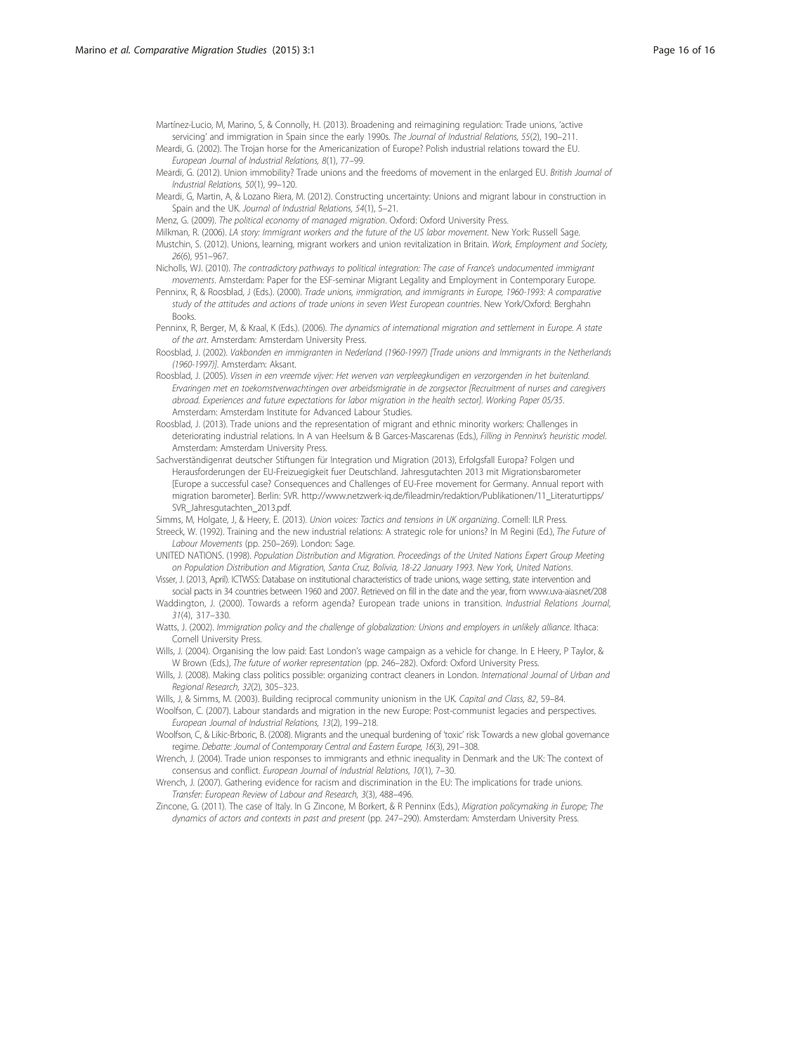Martínez-Lucio, M, Marino, S, & Connolly, H. (2013). Broadening and reimagining regulation: Trade unions, 'active servicing' and immigration in Spain since the early 1990s. *The Journal of Industrial Relations, 55*(2), 190–211.

Meardi, G. (2002). The Trojan horse for the Americanization of Europe? Polish industrial relations toward the EU. *European Journal of Industrial Relations, 8*(1), 77–99.

Meardi, G. (2012). Union immobility? Trade unions and the freedoms of movement in the enlarged EU. *British Journal of Industrial Relations, 50*(1), 99–120.

Meardi, G, Martin, A, & Lozano Riera, M. (2012). Constructing uncertainty: Unions and migrant labour in construction in Spain and the UK. *Journal of Industrial Relations, 54*(1), 5–21.

Menz, G. (2009). *The political economy of managed migration*. Oxford: Oxford University Press.

Milkman, R. (2006). *LA story: Immigrant workers and the future of the US labor movement*. New York: Russell Sage.

Mustchin, S. (2012). Unions, learning, migrant workers and union revitalization in Britain. *Work, Employment and Society, 26*(6), 951–967.

Nicholls, WJ. (2010). *The contradictory pathways to political integration: The case of France's undocumented immigrant movements*. Amsterdam: Paper for the ESF-seminar Migrant Legality and Employment in Contemporary Europe.

Penninx, R, & Roosblad, J (Eds.). (2000). *Trade unions, immigration, and immigrants in Europe, 1960-1993: A comparative study of the attitudes and actions of trade unions in seven West European countries*. New York/Oxford: Berghahn Books.

Penninx, R, Berger, M, & Kraal, K (Eds.). (2006). *The dynamics of international migration and settlement in Europe. A state of the art*. Amsterdam: Amsterdam University Press.

Roosblad, J. (2002). *Vakbonden en immigranten in Nederland (1960-1997) [Trade unions and Immigrants in the Netherlands (1960-1997)]*. Amsterdam: Aksant.

Roosblad, J. (2005). *Vissen in een vreemde vijver: Het werven van verpleegkundigen en verzorgenden in het buitenland. Ervaringen met en toekomstverwachtingen over arbeidsmigratie in de zorgsector [Recruitment of nurses and caregivers abroad. Experiences and future expectations for labor migration in the health sector]. Working Paper 05/35*. Amsterdam: Amsterdam Institute for Advanced Labour Studies.

Roosblad, J. (2013). Trade unions and the representation of migrant and ethnic minority workers: Challenges in deteriorating industrial relations. In A van Heelsum & B Garces-Mascarenas (Eds.), *Filling in Penninx's heuristic model*. Amsterdam: Amsterdam University Press.

Sachverständigenrat deutscher Stiftungen für Integration und Migration (2013), Erfolgsfall Europa? Folgen und Herausforderungen der EU-Freizuegigkeit fuer Deutschland. Jahresgutachten 2013 mit Migrationsbarometer [Europe a successful case? Consequences and Challenges of EU-Free movement for Germany. Annual report with migration barometer]. Berlin: SVR. http://www.netzwerk-iq.de/fileadmin/redaktion/Publikationen/11_Literaturtipps/SVR_Jahresgutachten_2013.pdf.

Simms, M, Holgate, J, & Heery, E. (2013). *Union voices: Tactics and tensions in UK organizing*. Cornell: ILR Press.

Streeck, W. (1992). Training and the new industrial relations: A strategic role for unions? In M Regini (Ed.), *The Future of Labour Movements* (pp. 250–269). London: Sage.

UNITED NATIONS. (1998). *Population Distribution and Migration. Proceedings of the United Nations Expert Group Meeting on Population Distribution and Migration, Santa Cruz, Bolivia, 18-22 January 1993. New York, United Nations*.

Visser, J. (2013, April). ICTWSS: Database on institutional characteristics of trade unions, wage setting, state intervention and social pacts in 34 countries between 1960 and 2007. Retrieved on fill in the date and the year, from www.uva-aias.net/208

Waddington, J. (2000). Towards a reform agenda? European trade unions in transition. *Industrial Relations Journal, 31*(4), 317–330.

Watts, J. (2002). *Immigration policy and the challenge of globalization: Unions and employers in unlikely alliance*. Ithaca: Cornell University Press.

Wills, J. (2004). Organising the low paid: East London's wage campaign as a vehicle for change. In E Heery, P Taylor, & W Brown (Eds.), *The future of worker representation* (pp. 246–282). Oxford: Oxford University Press.

Wills, J. (2008). Making class politics possible: organizing contract cleaners in London. *International Journal of Urban and Regional Research, 32*(2), 305–323.

Wills, J, & Simms, M. (2003). Building reciprocal community unionism in the UK. *Capital and Class, 82*, 59–84.

Woolfson, C. (2007). Labour standards and migration in the new Europe: Post-communist legacies and perspectives. *European Journal of Industrial Relations, 13*(2), 199–218.

Woolfson, C, & Likic-Brboric, B. (2008). Migrants and the unequal burdening of 'toxic' risk: Towards a new global governance regime. *Debatte: Journal of Contemporary Central and Eastern Europe, 16*(3), 291–308.

Wrench, J. (2004). Trade union responses to immigrants and ethnic inequality in Denmark and the UK: The context of consensus and conflict. *European Journal of Industrial Relations, 10*(1), 7–30.

Wrench, J. (2007). Gathering evidence for racism and discrimination in the EU: The implications for trade unions. *Transfer: European Review of Labour and Research, 3*(3), 488–496.

Zincone, G. (2011). The case of Italy. In G Zincone, M Borkert, & R Penninx (Eds.), *Migration policymaking in Europe; The dynamics of actors and contexts in past and present* (pp. 247–290). Amsterdam: Amsterdam University Press.